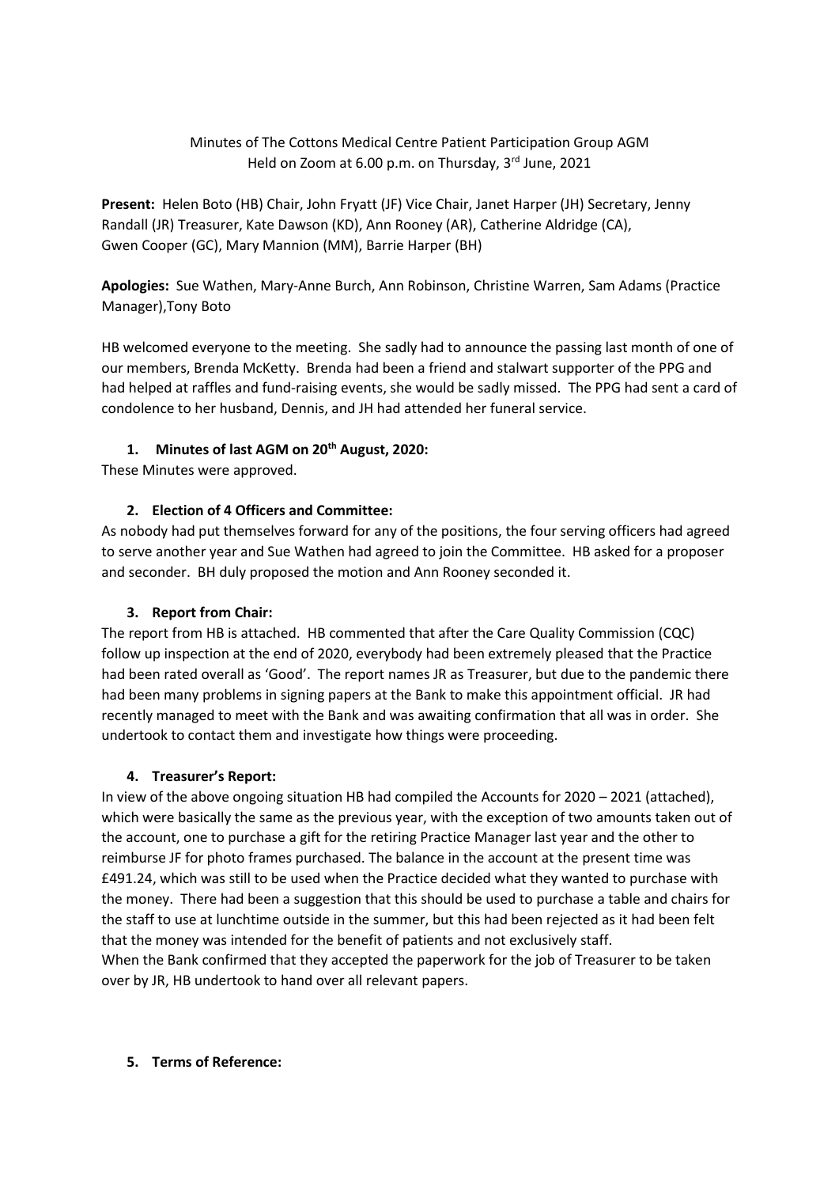Minutes of The Cottons Medical Centre Patient Participation Group AGM
Held on Zoom at 6.00 p.m. on Thursday, 3rd June, 2021

**Present:** Helen Boto (HB) Chair, John Fryatt (JF) Vice Chair, Janet Harper (JH) Secretary, Jenny Randall (JR) Treasurer, Kate Dawson (KD), Ann Rooney (AR), Catherine Aldridge (CA), Gwen Cooper (GC), Mary Mannion (MM), Barrie Harper (BH)

**Apologies:** Sue Wathen, Mary-Anne Burch, Ann Robinson, Christine Warren, Sam Adams (Practice Manager),Tony Boto

HB welcomed everyone to the meeting. She sadly had to announce the passing last month of one of our members, Brenda McKetty. Brenda had been a friend and stalwart supporter of the PPG and had helped at raffles and fund-raising events, she would be sadly missed. The PPG had sent a card of condolence to her husband, Dennis, and JH had attended her funeral service.

1. **Minutes of last AGM on 20th August, 2020:**

These Minutes were approved.

2. **Election of 4 Officers and Committee:**

As nobody had put themselves forward for any of the positions, the four serving officers had agreed to serve another year and Sue Wathen had agreed to join the Committee. HB asked for a proposer and seconder. BH duly proposed the motion and Ann Rooney seconded it.

3. **Report from Chair:**

The report from HB is attached. HB commented that after the Care Quality Commission (CQC) follow up inspection at the end of 2020, everybody had been extremely pleased that the Practice had been rated overall as 'Good'. The report names JR as Treasurer, but due to the pandemic there had been many problems in signing papers at the Bank to make this appointment official. JR had recently managed to meet with the Bank and was awaiting confirmation that all was in order. She undertook to contact them and investigate how things were proceeding.

4. **Treasurer's Report:**

In view of the above ongoing situation HB had compiled the Accounts for 2020 – 2021 (attached), which were basically the same as the previous year, with the exception of two amounts taken out of the account, one to purchase a gift for the retiring Practice Manager last year and the other to reimburse JF for photo frames purchased. The balance in the account at the present time was £491.24, which was still to be used when the Practice decided what they wanted to purchase with the money. There had been a suggestion that this should be used to purchase a table and chairs for the staff to use at lunchtime outside in the summer, but this had been rejected as it had been felt that the money was intended for the benefit of patients and not exclusively staff.
When the Bank confirmed that they accepted the paperwork for the job of Treasurer to be taken over by JR, HB undertook to hand over all relevant papers.

5. **Terms of Reference:**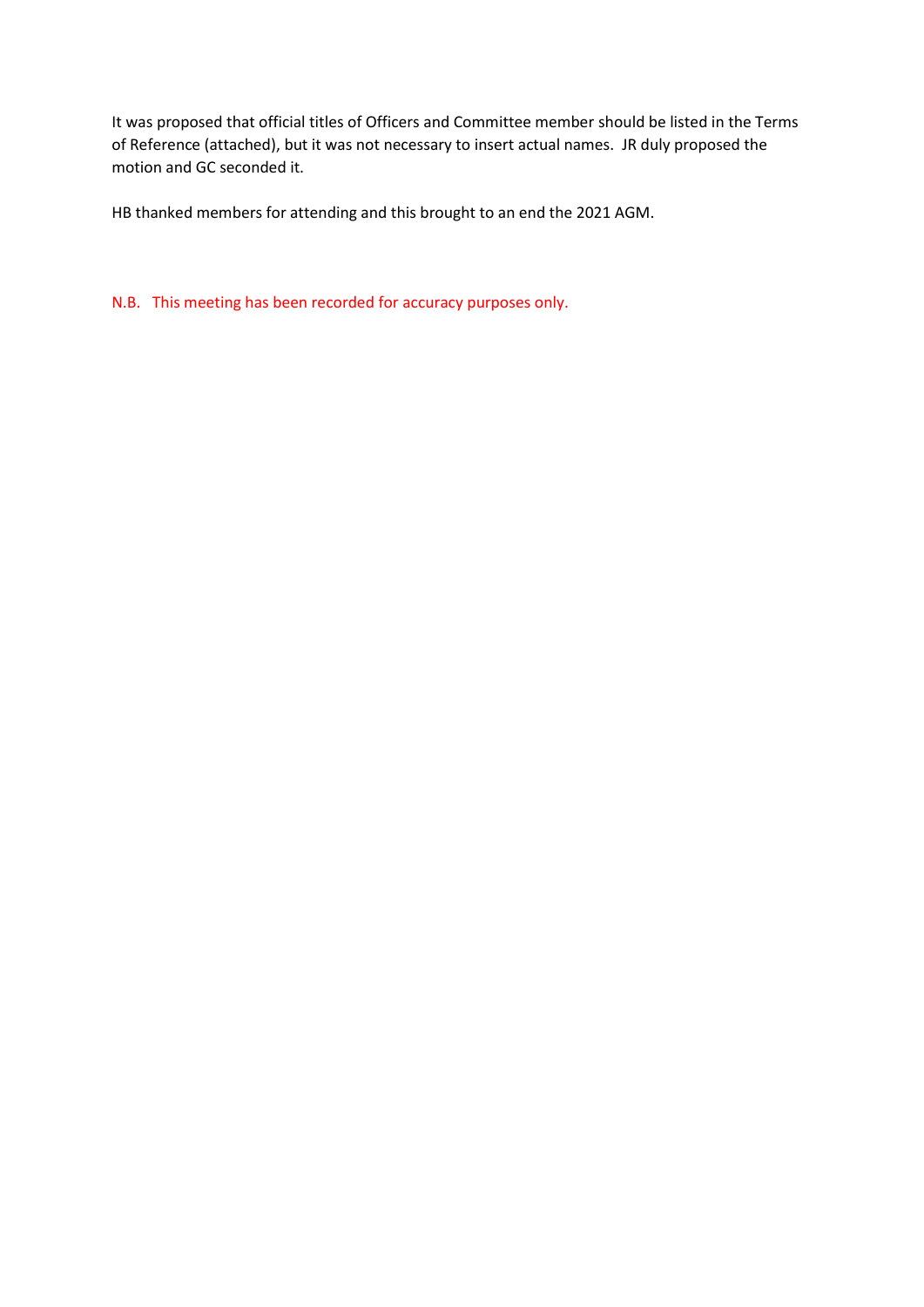It was proposed that official titles of Officers and Committee member should be listed in the Terms of Reference (attached), but it was not necessary to insert actual names. JR duly proposed the motion and GC seconded it.

HB thanked members for attending and this brought to an end the 2021 AGM.

N.B. This meeting has been recorded for accuracy purposes only.